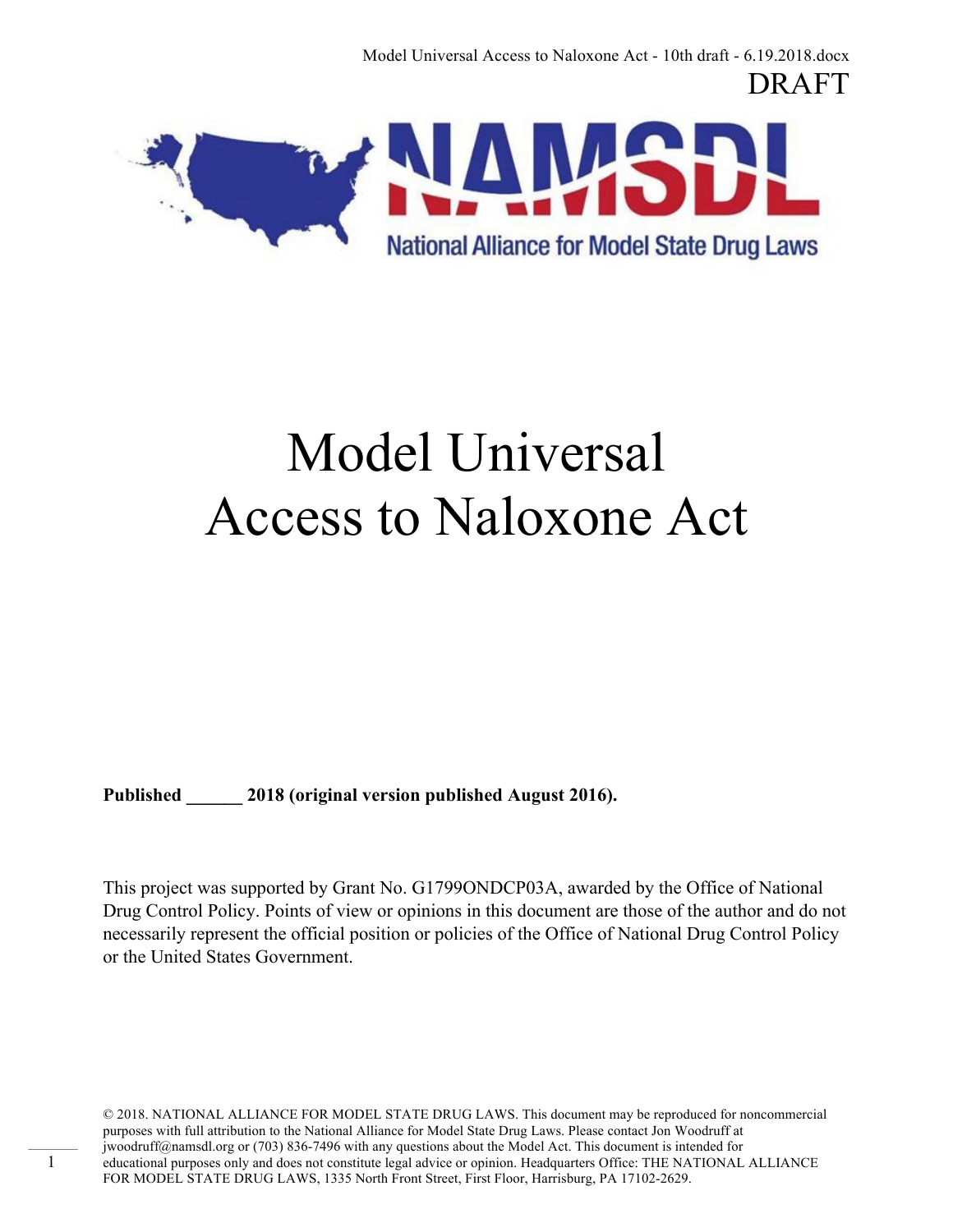Model Universal Access to Naloxone Act - 10th draft - 6.19.2018.docx

DRAFT

National Alliance for Model State Drug Laws

# Model Universal Access to Naloxone Act

**Published ______ 2018 (original version published August 2016).**

This project was supported by Grant No. G1799ONDCP03A, awarded by the Office of National Drug Control Policy. Points of view or opinions in this document are those of the author and do not necessarily represent the official position or policies of the Office of National Drug Control Policy or the United States Government.

© 2018. NATIONAL ALLIANCE FOR MODEL STATE DRUG LAWS. This document may be reproduced for noncommercial purposes with full attribution to the National Alliance for Model State Drug Laws. Please contact Jon Woodruff at jwoodruff@namsdl.org or (703) 836-7496 with any questions about the Model Act. This document is intended for educational purposes only and does not constitute legal advice or opinion. Headquarters Office: THE NATIONAL ALLIANCE FOR MODEL STATE DRUG LAWS, 1335 North Front Street, First Floor, Harrisburg, PA 17102-2629.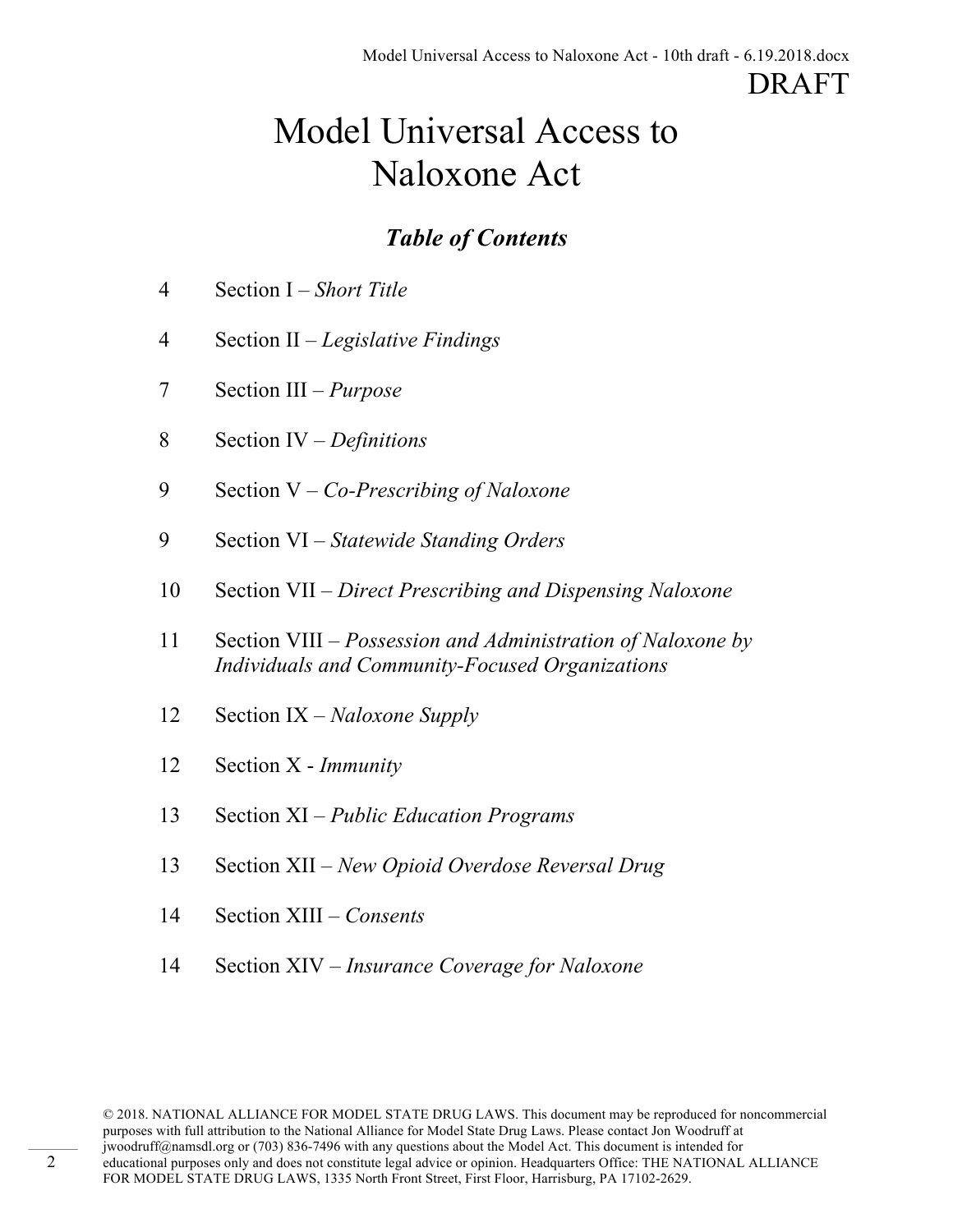DRAFT

# Model Universal Access to Naloxone Act

## *Table of Contents*

| Page | Section |
| --- | --- |
| 4 | Section I – *Short Title* |
| 4 | Section II – *Legislative Findings* |
| 7 | Section III – *Purpose* |
| 8 | Section IV – *Definitions* |
| 9 | Section V – *Co-Prescribing of Naloxone* |
| 9 | Section VI – *Statewide Standing Orders* |
| 10 | Section VII – *Direct Prescribing and Dispensing Naloxone* |
| 11 | Section VIII – *Possession and Administration of Naloxone by Individuals and Community-Focused Organizations* |
| 12 | Section IX – *Naloxone Supply* |
| 12 | Section X - *Immunity* |
| 13 | Section XI – *Public Education Programs* |
| 13 | Section XII – *New Opioid Overdose Reversal Drug* |
| 14 | Section XIII – *Consents* |
| 14 | Section XIV – *Insurance Coverage for Naloxone* |

© 2018. NATIONAL ALLIANCE FOR MODEL STATE DRUG LAWS. This document may be reproduced for noncommercial purposes with full attribution to the National Alliance for Model State Drug Laws. Please contact Jon Woodruff at jwoodruff@namsdl.org or (703) 836-7496 with any questions about the Model Act. This document is intended for educational purposes only and does not constitute legal advice or opinion. Headquarters Office: THE NATIONAL ALLIANCE FOR MODEL STATE DRUG LAWS, 1335 North Front Street, First Floor, Harrisburg, PA 17102-2629.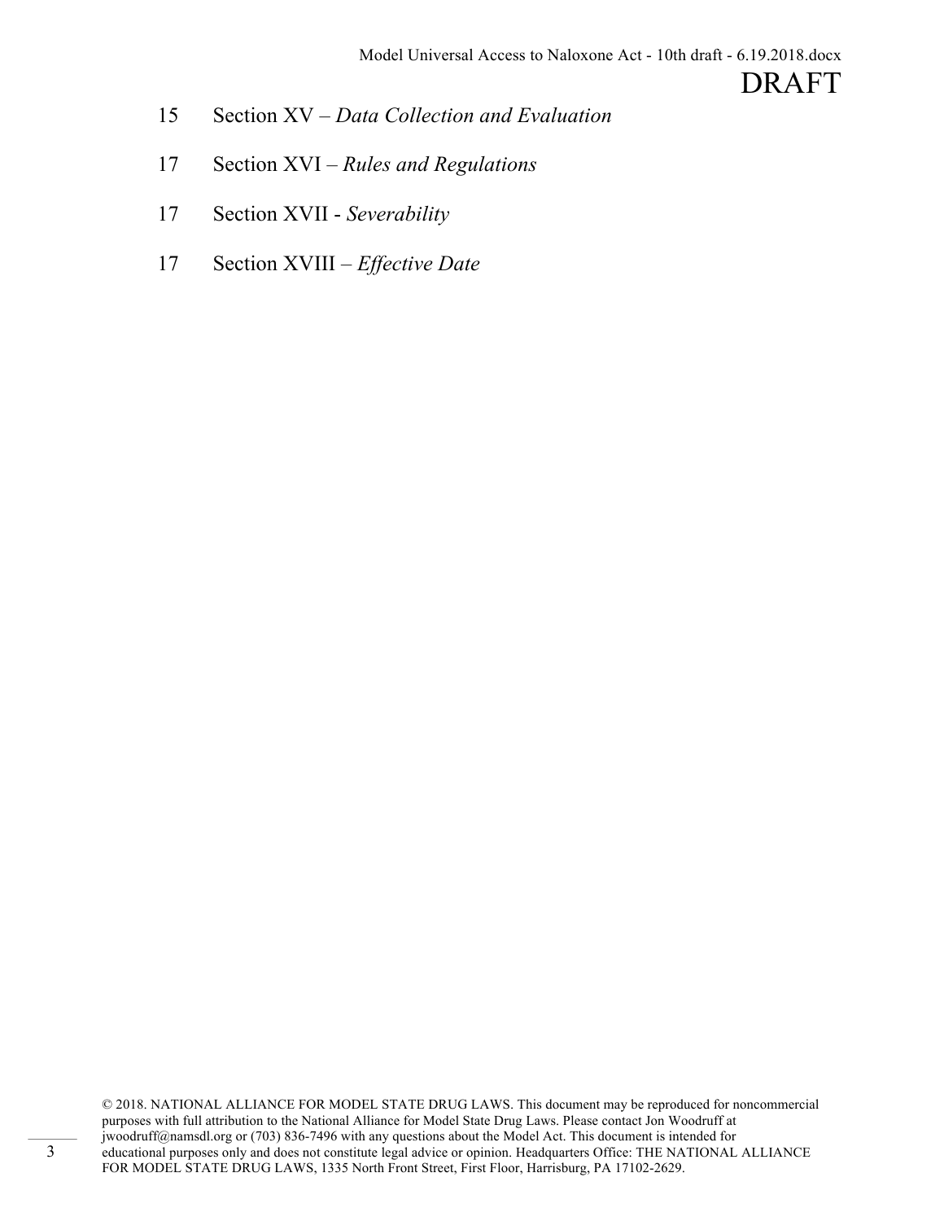15 Section XV – *Data Collection and Evaluation*

17 Section XVI – *Rules and Regulations*

17 Section XVII - *Severability*

17 Section XVIII – *Effective Date*

© 2018. NATIONAL ALLIANCE FOR MODEL STATE DRUG LAWS. This document may be reproduced for noncommercial purposes with full attribution to the National Alliance for Model State Drug Laws. Please contact Jon Woodruff at jwoodruff@namsdl.org or (703) 836-7496 with any questions about the Model Act. This document is intended for educational purposes only and does not constitute legal advice or opinion. Headquarters Office: THE NATIONAL ALLIANCE FOR MODEL STATE DRUG LAWS, 1335 North Front Street, First Floor, Harrisburg, PA 17102-2629.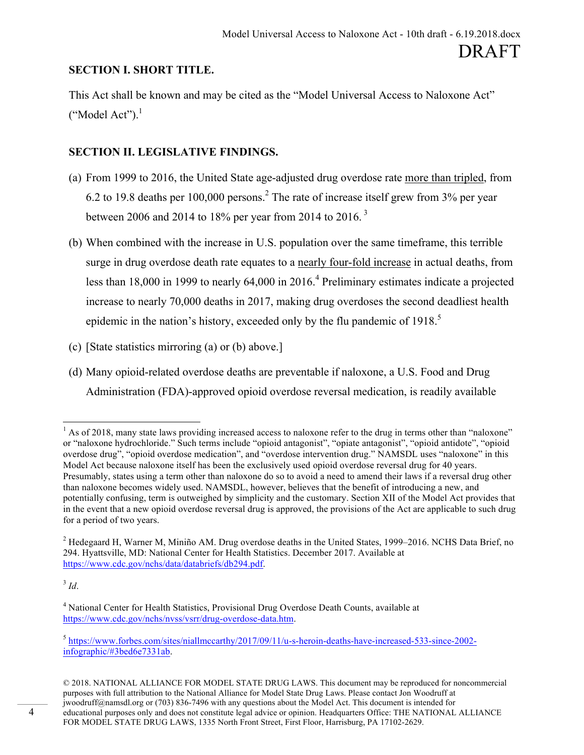**SECTION I. SHORT TITLE.**

This Act shall be known and may be cited as the "Model Universal Access to Naloxone Act" ("Model Act").[1]

**SECTION II. LEGISLATIVE FINDINGS.**

(a) From 1999 to 2016, the United State age-adjusted drug overdose rate <u>more than tripled</u>, from 6.2 to 19.8 deaths per 100,000 persons.[2] The rate of increase itself grew from 3% per year between 2006 and 2014 to 18% per year from 2014 to 2016.[3]

(b) When combined with the increase in U.S. population over the same timeframe, this terrible surge in drug overdose death rate equates to a <u>nearly four-fold increase</u> in actual deaths, from less than 18,000 in 1999 to nearly 64,000 in 2016.[4] Preliminary estimates indicate a projected increase to nearly 70,000 deaths in 2017, making drug overdoses the second deadliest health epidemic in the nation's history, exceeded only by the flu pandemic of 1918.[5]

(c) [State statistics mirroring (a) or (b) above.]

(d) Many opioid-related overdose deaths are preventable if naloxone, a U.S. Food and Drug Administration (FDA)-approved opioid overdose reversal medication, is readily available

---

[1] As of 2018, many state laws providing increased access to naloxone refer to the drug in terms other than "naloxone" or "naloxone hydrochloride." Such terms include "opioid antagonist", "opiate antagonist", "opioid antidote", "opioid overdose drug", "opioid overdose medication", and "overdose intervention drug." NAMSDL uses "naloxone" in this Model Act because naloxone itself has been the exclusively used opioid overdose reversal drug for 40 years. Presumably, states using a term other than naloxone do so to avoid a need to amend their laws if a reversal drug other than naloxone becomes widely used. NAMSDL, however, believes that the benefit of introducing a new, and potentially confusing, term is outweighed by simplicity and the customary. Section XII of the Model Act provides that in the event that a new opioid overdose reversal drug is approved, the provisions of the Act are applicable to such drug for a period of two years.

[2] Hedegaard H, Warner M, Miniño AM. Drug overdose deaths in the United States, 1999–2016. NCHS Data Brief, no 294. Hyattsville, MD: National Center for Health Statistics. December 2017. Available at https://www.cdc.gov/nchs/data/databriefs/db294.pdf.

[3] *Id*.

[4] National Center for Health Statistics, Provisional Drug Overdose Death Counts, available at https://www.cdc.gov/nchs/nvss/vsrr/drug-overdose-data.htm.

[5] https://www.forbes.com/sites/niallmccarthy/2017/09/11/u-s-heroin-deaths-have-increased-533-since-2002-infographic/#3bed6e7331ab.

© 2018. NATIONAL ALLIANCE FOR MODEL STATE DRUG LAWS. This document may be reproduced for noncommercial purposes with full attribution to the National Alliance for Model State Drug Laws. Please contact Jon Woodruff at jwoodruff@namsdl.org or (703) 836-7496 with any questions about the Model Act. This document is intended for educational purposes only and does not constitute legal advice or opinion. Headquarters Office: THE NATIONAL ALLIANCE FOR MODEL STATE DRUG LAWS, 1335 North Front Street, First Floor, Harrisburg, PA 17102-2629.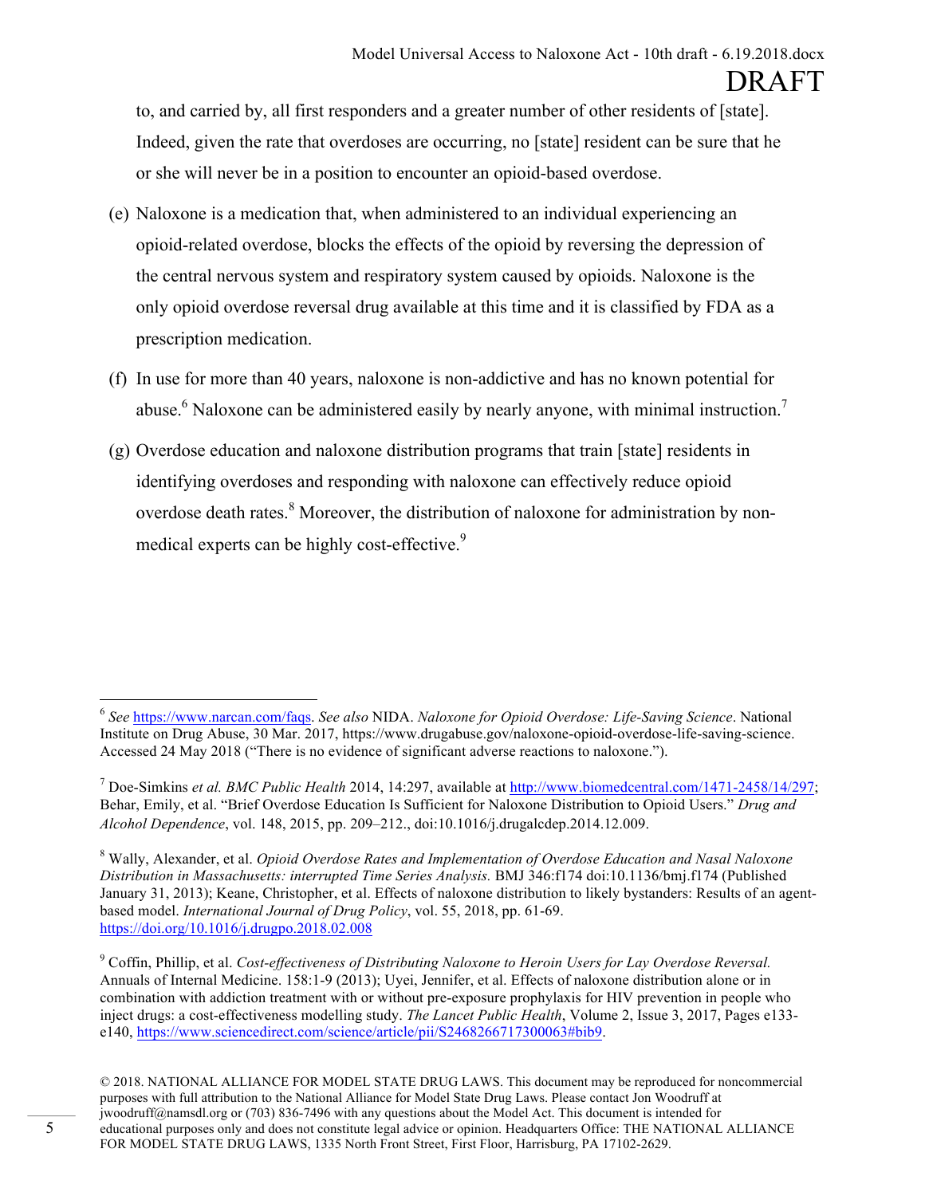to, and carried by, all first responders and a greater number of other residents of [state]. Indeed, given the rate that overdoses are occurring, no [state] resident can be sure that he or she will never be in a position to encounter an opioid-based overdose.

(e) Naloxone is a medication that, when administered to an individual experiencing an opioid-related overdose, blocks the effects of the opioid by reversing the depression of the central nervous system and respiratory system caused by opioids. Naloxone is the only opioid overdose reversal drug available at this time and it is classified by FDA as a prescription medication.

(f) In use for more than 40 years, naloxone is non-addictive and has no known potential for abuse.[6] Naloxone can be administered easily by nearly anyone, with minimal instruction.[7]

(g) Overdose education and naloxone distribution programs that train [state] residents in identifying overdoses and responding with naloxone can effectively reduce opioid overdose death rates.[8] Moreover, the distribution of naloxone for administration by non-medical experts can be highly cost-effective.[9]

---

[6] *See* https://www.narcan.com/faqs. *See also* NIDA. *Naloxone for Opioid Overdose: Life-Saving Science*. National Institute on Drug Abuse, 30 Mar. 2017, https://www.drugabuse.gov/naloxone-opioid-overdose-life-saving-science. Accessed 24 May 2018 ("There is no evidence of significant adverse reactions to naloxone.").

[7] Doe-Simkins *et al. BMC Public Health* 2014, 14:297, available at http://www.biomedcentral.com/1471-2458/14/297; Behar, Emily, et al. "Brief Overdose Education Is Sufficient for Naloxone Distribution to Opioid Users." *Drug and Alcohol Dependence*, vol. 148, 2015, pp. 209–212., doi:10.1016/j.drugalcdep.2014.12.009.

[8] Wally, Alexander, et al. *Opioid Overdose Rates and Implementation of Overdose Education and Nasal Naloxone Distribution in Massachusetts: interrupted Time Series Analysis.* BMJ 346:f174 doi:10.1136/bmj.f174 (Published January 31, 2013); Keane, Christopher, et al. Effects of naloxone distribution to likely bystanders: Results of an agent-based model. *International Journal of Drug Policy*, vol. 55, 2018, pp. 61-69. https://doi.org/10.1016/j.drugpo.2018.02.008

[9] Coffin, Phillip, et al. *Cost-effectiveness of Distributing Naloxone to Heroin Users for Lay Overdose Reversal.* Annuals of Internal Medicine. 158:1-9 (2013); Uyei, Jennifer, et al. Effects of naloxone distribution alone or in combination with addiction treatment with or without pre-exposure prophylaxis for HIV prevention in people who inject drugs: a cost-effectiveness modelling study. *The Lancet Public Health*, Volume 2, Issue 3, 2017, Pages e133-e140, https://www.sciencedirect.com/science/article/pii/S2468266717300063#bib9.

© 2018. NATIONAL ALLIANCE FOR MODEL STATE DRUG LAWS. This document may be reproduced for noncommercial purposes with full attribution to the National Alliance for Model State Drug Laws. Please contact Jon Woodruff at jwoodruff@namsdl.org or (703) 836-7496 with any questions about the Model Act. This document is intended for educational purposes only and does not constitute legal advice or opinion. Headquarters Office: THE NATIONAL ALLIANCE FOR MODEL STATE DRUG LAWS, 1335 North Front Street, First Floor, Harrisburg, PA 17102-2629.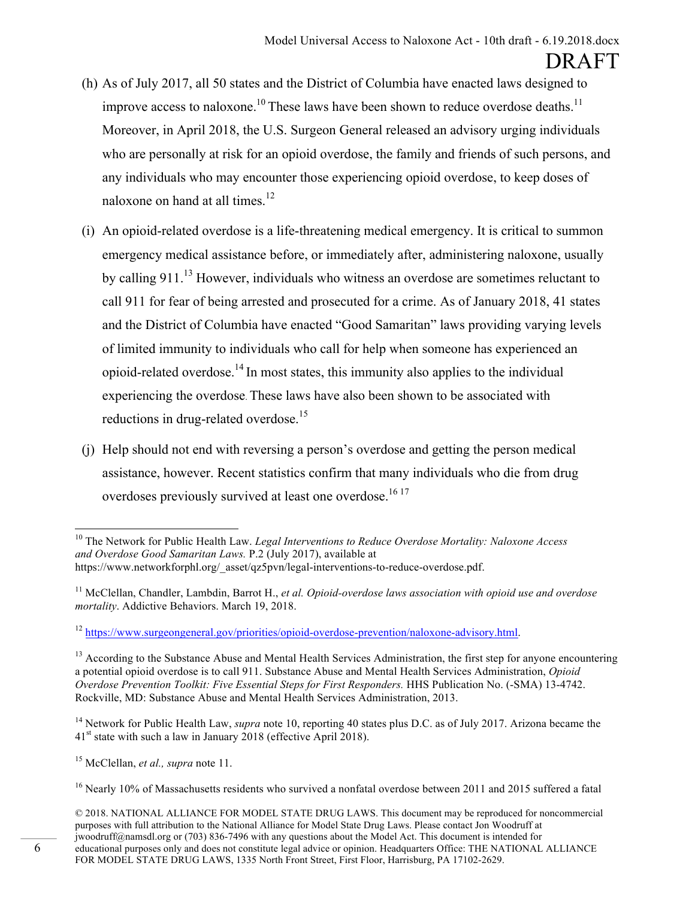(h) As of July 2017, all 50 states and the District of Columbia have enacted laws designed to improve access to naloxone.[10] These laws have been shown to reduce overdose deaths.[11] Moreover, in April 2018, the U.S. Surgeon General released an advisory urging individuals who are personally at risk for an opioid overdose, the family and friends of such persons, and any individuals who may encounter those experiencing opioid overdose, to keep doses of naloxone on hand at all times.[12]

(i) An opioid-related overdose is a life-threatening medical emergency. It is critical to summon emergency medical assistance before, or immediately after, administering naloxone, usually by calling 911.[13] However, individuals who witness an overdose are sometimes reluctant to call 911 for fear of being arrested and prosecuted for a crime. As of January 2018, 41 states and the District of Columbia have enacted "Good Samaritan" laws providing varying levels of limited immunity to individuals who call for help when someone has experienced an opioid-related overdose.[14] In most states, this immunity also applies to the individual experiencing the overdose. These laws have also been shown to be associated with reductions in drug-related overdose.[15]

(j) Help should not end with reversing a person's overdose and getting the person medical assistance, however. Recent statistics confirm that many individuals who die from drug overdoses previously survived at least one overdose.[16] [17]

---

[10] The Network for Public Health Law. *Legal Interventions to Reduce Overdose Mortality: Naloxone Access and Overdose Good Samaritan Laws.* P.2 (July 2017), available at https://www.networkforphl.org/_asset/qz5pvn/legal-interventions-to-reduce-overdose.pdf.

[11] McClellan, Chandler, Lambdin, Barrot H., *et al. Opioid-overdose laws association with opioid use and overdose mortality*. Addictive Behaviors. March 19, 2018.

[12] https://www.surgeongeneral.gov/priorities/opioid-overdose-prevention/naloxone-advisory.html.

[13] According to the Substance Abuse and Mental Health Services Administration, the first step for anyone encountering a potential opioid overdose is to call 911. Substance Abuse and Mental Health Services Administration, *Opioid Overdose Prevention Toolkit: Five Essential Steps for First Responders.* HHS Publication No. (-SMA) 13-4742. Rockville, MD: Substance Abuse and Mental Health Services Administration, 2013.

[14] Network for Public Health Law, *supra* note 10, reporting 40 states plus D.C. as of July 2017. Arizona became the 41st state with such a law in January 2018 (effective April 2018).

[15] McClellan, *et al., supra* note 11.

[16] Nearly 10% of Massachusetts residents who survived a nonfatal overdose between 2011 and 2015 suffered a fatal

© 2018. NATIONAL ALLIANCE FOR MODEL STATE DRUG LAWS. This document may be reproduced for noncommercial purposes with full attribution to the National Alliance for Model State Drug Laws. Please contact Jon Woodruff at jwoodruff@namsdl.org or (703) 836-7496 with any questions about the Model Act. This document is intended for educational purposes only and does not constitute legal advice or opinion. Headquarters Office: THE NATIONAL ALLIANCE FOR MODEL STATE DRUG LAWS, 1335 North Front Street, First Floor, Harrisburg, PA 17102-2629.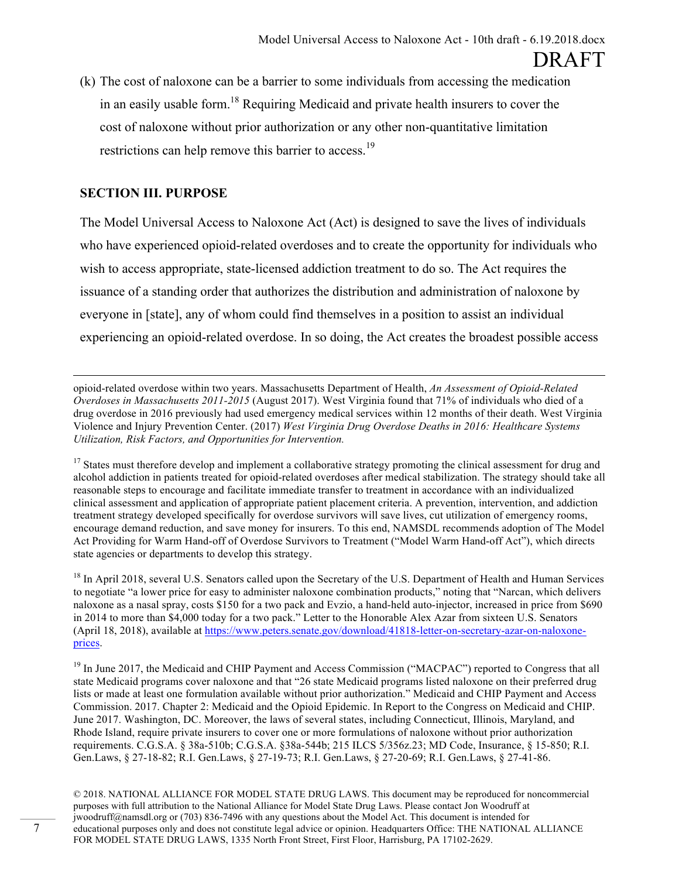(k) The cost of naloxone can be a barrier to some individuals from accessing the medication in an easily usable form.[18] Requiring Medicaid and private health insurers to cover the cost of naloxone without prior authorization or any other non-quantitative limitation restrictions can help remove this barrier to access.[19]

**SECTION III. PURPOSE**

The Model Universal Access to Naloxone Act (Act) is designed to save the lives of individuals who have experienced opioid-related overdoses and to create the opportunity for individuals who wish to access appropriate, state-licensed addiction treatment to do so. The Act requires the issuance of a standing order that authorizes the distribution and administration of naloxone by everyone in [state], any of whom could find themselves in a position to assist an individual experiencing an opioid-related overdose. In so doing, the Act creates the broadest possible access

---

opioid-related overdose within two years. Massachusetts Department of Health, *An Assessment of Opioid-Related Overdoses in Massachusetts 2011-2015* (August 2017). West Virginia found that 71% of individuals who died of a drug overdose in 2016 previously had used emergency medical services within 12 months of their death. West Virginia Violence and Injury Prevention Center. (2017) *West Virginia Drug Overdose Deaths in 2016: Healthcare Systems Utilization, Risk Factors, and Opportunities for Intervention.*

[17] States must therefore develop and implement a collaborative strategy promoting the clinical assessment for drug and alcohol addiction in patients treated for opioid-related overdoses after medical stabilization. The strategy should take all reasonable steps to encourage and facilitate immediate transfer to treatment in accordance with an individualized clinical assessment and application of appropriate patient placement criteria. A prevention, intervention, and addiction treatment strategy developed specifically for overdose survivors will save lives, cut utilization of emergency rooms, encourage demand reduction, and save money for insurers. To this end, NAMSDL recommends adoption of The Model Act Providing for Warm Hand-off of Overdose Survivors to Treatment ("Model Warm Hand-off Act"), which directs state agencies or departments to develop this strategy.

[18] In April 2018, several U.S. Senators called upon the Secretary of the U.S. Department of Health and Human Services to negotiate "a lower price for easy to administer naloxone combination products," noting that "Narcan, which delivers naloxone as a nasal spray, costs $150 for a two pack and Evzio, a hand-held auto-injector, increased in price from $690 in 2014 to more than $4,000 today for a two pack." Letter to the Honorable Alex Azar from sixteen U.S. Senators (April 18, 2018), available at https://www.peters.senate.gov/download/41818-letter-on-secretary-azar-on-naloxone-prices.

[19] In June 2017, the Medicaid and CHIP Payment and Access Commission ("MACPAC") reported to Congress that all state Medicaid programs cover naloxone and that "26 state Medicaid programs listed naloxone on their preferred drug lists or made at least one formulation available without prior authorization." Medicaid and CHIP Payment and Access Commission. 2017. Chapter 2: Medicaid and the Opioid Epidemic. In Report to the Congress on Medicaid and CHIP. June 2017. Washington, DC. Moreover, the laws of several states, including Connecticut, Illinois, Maryland, and Rhode Island, require private insurers to cover one or more formulations of naloxone without prior authorization requirements. C.G.S.A. § 38a-510b; C.G.S.A. §38a-544b; 215 ILCS 5/356z.23; MD Code, Insurance, § 15-850; R.I. Gen.Laws, § 27-18-82; R.I. Gen.Laws, § 27-19-73; R.I. Gen.Laws, § 27-20-69; R.I. Gen.Laws, § 27-41-86.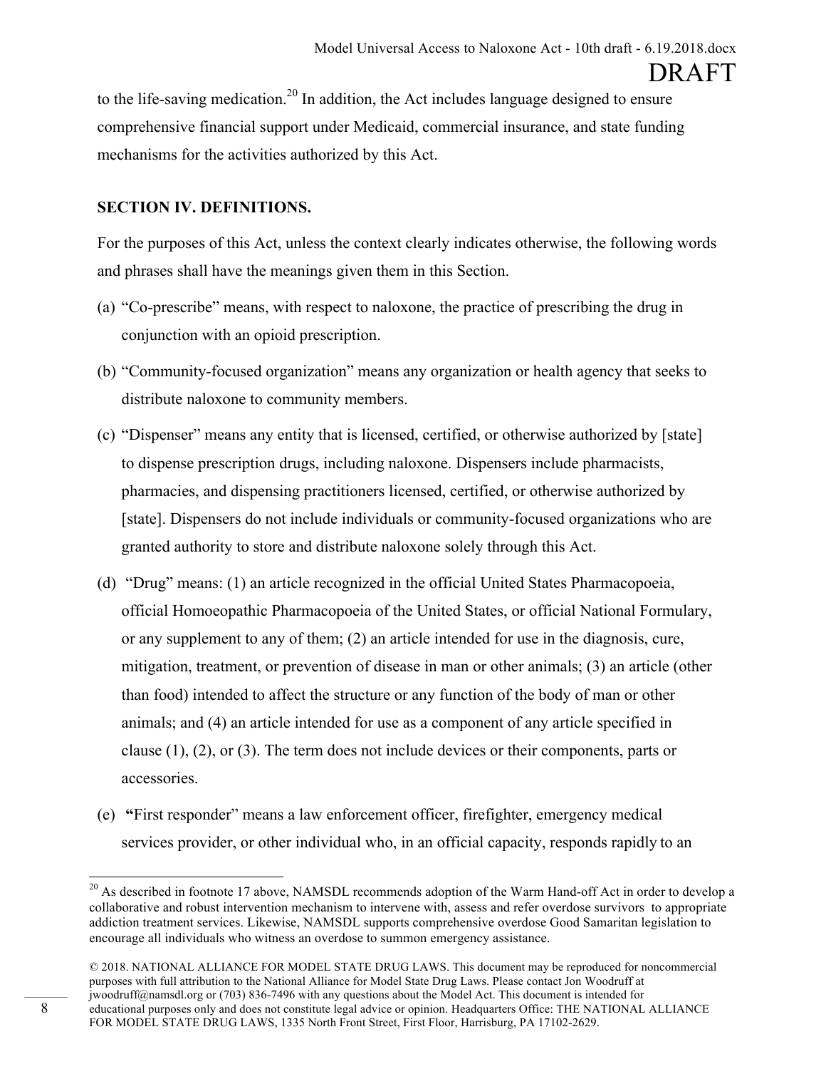to the life-saving medication.[20] In addition, the Act includes language designed to ensure comprehensive financial support under Medicaid, commercial insurance, and state funding mechanisms for the activities authorized by this Act.

**SECTION IV. DEFINITIONS.**

For the purposes of this Act, unless the context clearly indicates otherwise, the following words and phrases shall have the meanings given them in this Section.

(a) "Co-prescribe" means, with respect to naloxone, the practice of prescribing the drug in conjunction with an opioid prescription.

(b) "Community-focused organization" means any organization or health agency that seeks to distribute naloxone to community members.

(c) "Dispenser" means any entity that is licensed, certified, or otherwise authorized by [state] to dispense prescription drugs, including naloxone. Dispensers include pharmacists, pharmacies, and dispensing practitioners licensed, certified, or otherwise authorized by [state]. Dispensers do not include individuals or community-focused organizations who are granted authority to store and distribute naloxone solely through this Act.

(d) "Drug" means: (1) an article recognized in the official United States Pharmacopoeia, official Homoeopathic Pharmacopoeia of the United States, or official National Formulary, or any supplement to any of them; (2) an article intended for use in the diagnosis, cure, mitigation, treatment, or prevention of disease in man or other animals; (3) an article (other than food) intended to affect the structure or any function of the body of man or other animals; and (4) an article intended for use as a component of any article specified in clause (1), (2), or (3). The term does not include devices or their components, parts or accessories.

(e) **"**First responder" means a law enforcement officer, firefighter, emergency medical services provider, or other individual who, in an official capacity, responds rapidly to an

---

[20] As described in footnote 17 above, NAMSDL recommends adoption of the Warm Hand-off Act in order to develop a collaborative and robust intervention mechanism to intervene with, assess and refer overdose survivors to appropriate addiction treatment services. Likewise, NAMSDL supports comprehensive overdose Good Samaritan legislation to encourage all individuals who witness an overdose to summon emergency assistance.

© 2018. NATIONAL ALLIANCE FOR MODEL STATE DRUG LAWS. This document may be reproduced for noncommercial purposes with full attribution to the National Alliance for Model State Drug Laws. Please contact Jon Woodruff at jwoodruff@namsdl.org or (703) 836-7496 with any questions about the Model Act. This document is intended for educational purposes only and does not constitute legal advice or opinion. Headquarters Office: THE NATIONAL ALLIANCE FOR MODEL STATE DRUG LAWS, 1335 North Front Street, First Floor, Harrisburg, PA 17102-2629.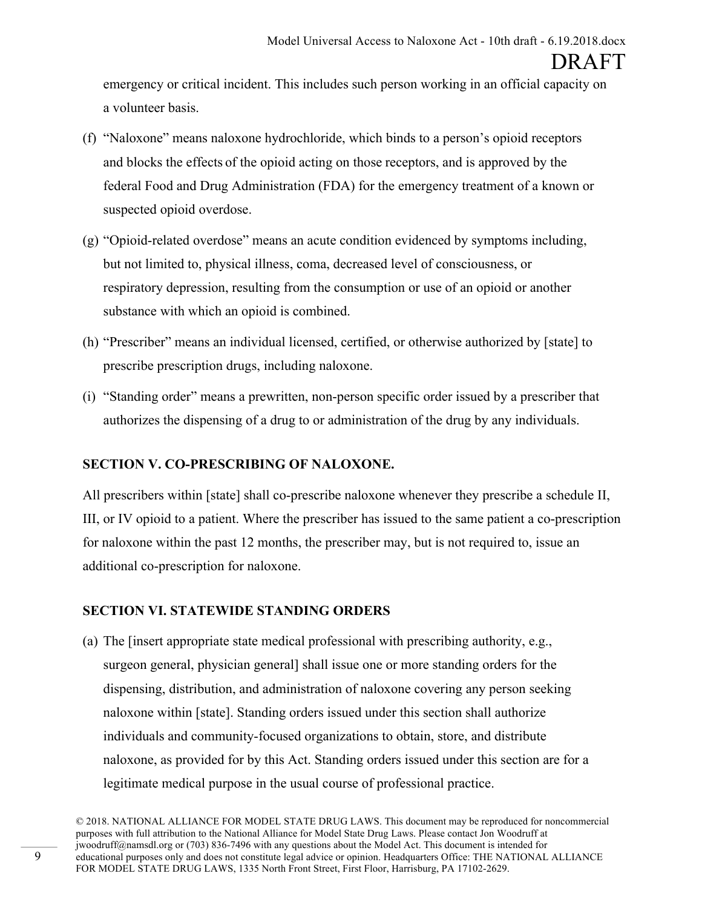emergency or critical incident. This includes such person working in an official capacity on a volunteer basis.

(f) "Naloxone" means naloxone hydrochloride, which binds to a person's opioid receptors and blocks the effects of the opioid acting on those receptors, and is approved by the federal Food and Drug Administration (FDA) for the emergency treatment of a known or suspected opioid overdose.

(g) "Opioid-related overdose" means an acute condition evidenced by symptoms including, but not limited to, physical illness, coma, decreased level of consciousness, or respiratory depression, resulting from the consumption or use of an opioid or another substance with which an opioid is combined.

(h) "Prescriber" means an individual licensed, certified, or otherwise authorized by [state] to prescribe prescription drugs, including naloxone.

(i) "Standing order" means a prewritten, non-person specific order issued by a prescriber that authorizes the dispensing of a drug to or administration of the drug by any individuals.

**SECTION V. CO-PRESCRIBING OF NALOXONE.**

All prescribers within [state] shall co-prescribe naloxone whenever they prescribe a schedule II, III, or IV opioid to a patient. Where the prescriber has issued to the same patient a co-prescription for naloxone within the past 12 months, the prescriber may, but is not required to, issue an additional co-prescription for naloxone.

**SECTION VI. STATEWIDE STANDING ORDERS**

(a) The [insert appropriate state medical professional with prescribing authority, e.g., surgeon general, physician general] shall issue one or more standing orders for the dispensing, distribution, and administration of naloxone covering any person seeking naloxone within [state]. Standing orders issued under this section shall authorize individuals and community-focused organizations to obtain, store, and distribute naloxone, as provided for by this Act. Standing orders issued under this section are for a legitimate medical purpose in the usual course of professional practice.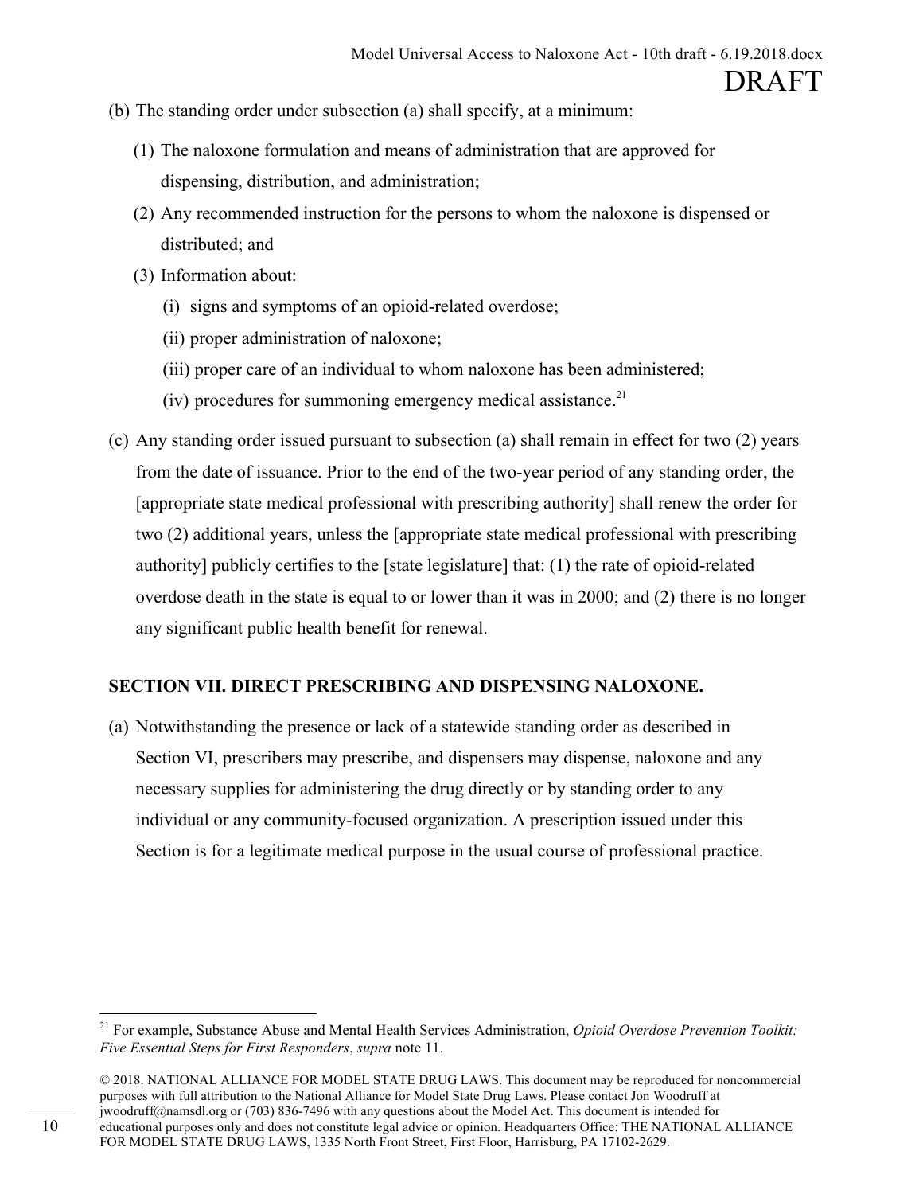(b) The standing order under subsection (a) shall specify, at a minimum:

(1) The naloxone formulation and means of administration that are approved for dispensing, distribution, and administration;

(2) Any recommended instruction for the persons to whom the naloxone is dispensed or distributed; and

(3) Information about:

(i) signs and symptoms of an opioid-related overdose;

(ii) proper administration of naloxone;

(iii) proper care of an individual to whom naloxone has been administered;

(iv) procedures for summoning emergency medical assistance.[21]

(c) Any standing order issued pursuant to subsection (a) shall remain in effect for two (2) years from the date of issuance. Prior to the end of the two-year period of any standing order, the [appropriate state medical professional with prescribing authority] shall renew the order for two (2) additional years, unless the [appropriate state medical professional with prescribing authority] publicly certifies to the [state legislature] that: (1) the rate of opioid-related overdose death in the state is equal to or lower than it was in 2000; and (2) there is no longer any significant public health benefit for renewal.

## SECTION VII. DIRECT PRESCRIBING AND DISPENSING NALOXONE.

(a) Notwithstanding the presence or lack of a statewide standing order as described in Section VI, prescribers may prescribe, and dispensers may dispense, naloxone and any necessary supplies for administering the drug directly or by standing order to any individual or any community-focused organization. A prescription issued under this Section is for a legitimate medical purpose in the usual course of professional practice.

---

[21] For example, Substance Abuse and Mental Health Services Administration, *Opioid Overdose Prevention Toolkit: Five Essential Steps for First Responders*, *supra* note 11.

© 2018. NATIONAL ALLIANCE FOR MODEL STATE DRUG LAWS. This document may be reproduced for noncommercial purposes with full attribution to the National Alliance for Model State Drug Laws. Please contact Jon Woodruff at jwoodruff@namsdl.org or (703) 836-7496 with any questions about the Model Act. This document is intended for educational purposes only and does not constitute legal advice or opinion. Headquarters Office: THE NATIONAL ALLIANCE FOR MODEL STATE DRUG LAWS, 1335 North Front Street, First Floor, Harrisburg, PA 17102-2629.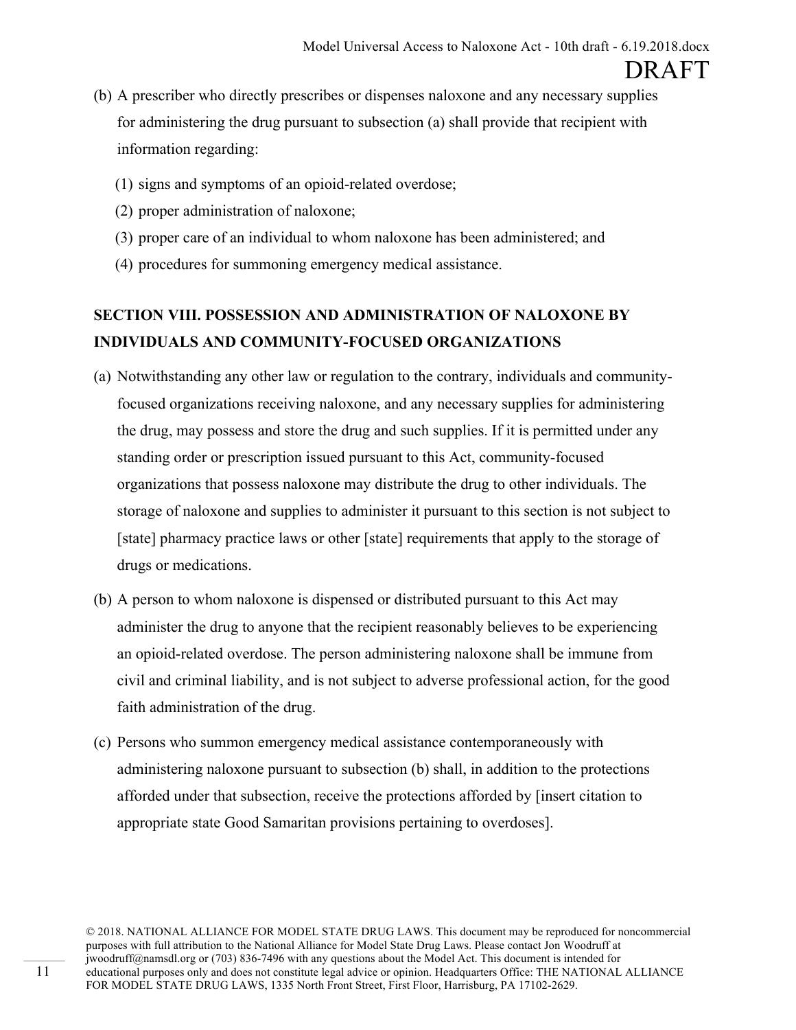(b) A prescriber who directly prescribes or dispenses naloxone and any necessary supplies for administering the drug pursuant to subsection (a) shall provide that recipient with information regarding:

   (1) signs and symptoms of an opioid-related overdose;
   (2) proper administration of naloxone;
   (3) proper care of an individual to whom naloxone has been administered; and
   (4) procedures for summoning emergency medical assistance.

**SECTION VIII. POSSESSION AND ADMINISTRATION OF NALOXONE BY INDIVIDUALS AND COMMUNITY-FOCUSED ORGANIZATIONS**

(a) Notwithstanding any other law or regulation to the contrary, individuals and community-focused organizations receiving naloxone, and any necessary supplies for administering the drug, may possess and store the drug and such supplies. If it is permitted under any standing order or prescription issued pursuant to this Act, community-focused organizations that possess naloxone may distribute the drug to other individuals. The storage of naloxone and supplies to administer it pursuant to this section is not subject to [state] pharmacy practice laws or other [state] requirements that apply to the storage of drugs or medications.

(b) A person to whom naloxone is dispensed or distributed pursuant to this Act may administer the drug to anyone that the recipient reasonably believes to be experiencing an opioid-related overdose. The person administering naloxone shall be immune from civil and criminal liability, and is not subject to adverse professional action, for the good faith administration of the drug.

(c) Persons who summon emergency medical assistance contemporaneously with administering naloxone pursuant to subsection (b) shall, in addition to the protections afforded under that subsection, receive the protections afforded by [insert citation to appropriate state Good Samaritan provisions pertaining to overdoses].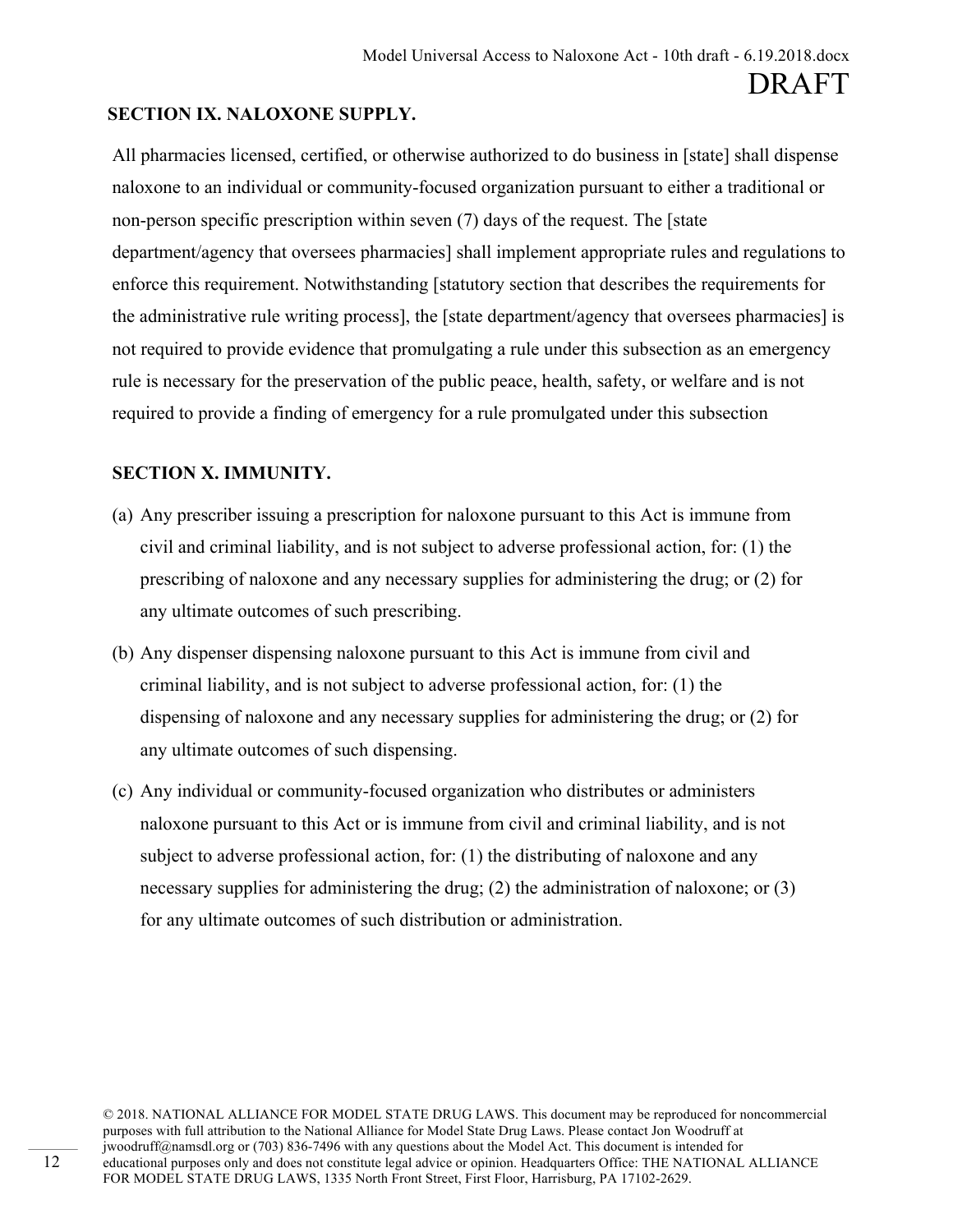### SECTION IX. NALOXONE SUPPLY.

All pharmacies licensed, certified, or otherwise authorized to do business in [state] shall dispense naloxone to an individual or community-focused organization pursuant to either a traditional or non-person specific prescription within seven (7) days of the request. The [state department/agency that oversees pharmacies] shall implement appropriate rules and regulations to enforce this requirement. Notwithstanding [statutory section that describes the requirements for the administrative rule writing process], the [state department/agency that oversees pharmacies] is not required to provide evidence that promulgating a rule under this subsection as an emergency rule is necessary for the preservation of the public peace, health, safety, or welfare and is not required to provide a finding of emergency for a rule promulgated under this subsection

### SECTION X. IMMUNITY.

(a) Any prescriber issuing a prescription for naloxone pursuant to this Act is immune from civil and criminal liability, and is not subject to adverse professional action, for: (1) the prescribing of naloxone and any necessary supplies for administering the drug; or (2) for any ultimate outcomes of such prescribing.

(b) Any dispenser dispensing naloxone pursuant to this Act is immune from civil and criminal liability, and is not subject to adverse professional action, for: (1) the dispensing of naloxone and any necessary supplies for administering the drug; or (2) for any ultimate outcomes of such dispensing.

(c) Any individual or community-focused organization who distributes or administers naloxone pursuant to this Act or is immune from civil and criminal liability, and is not subject to adverse professional action, for: (1) the distributing of naloxone and any necessary supplies for administering the drug; (2) the administration of naloxone; or (3) for any ultimate outcomes of such distribution or administration.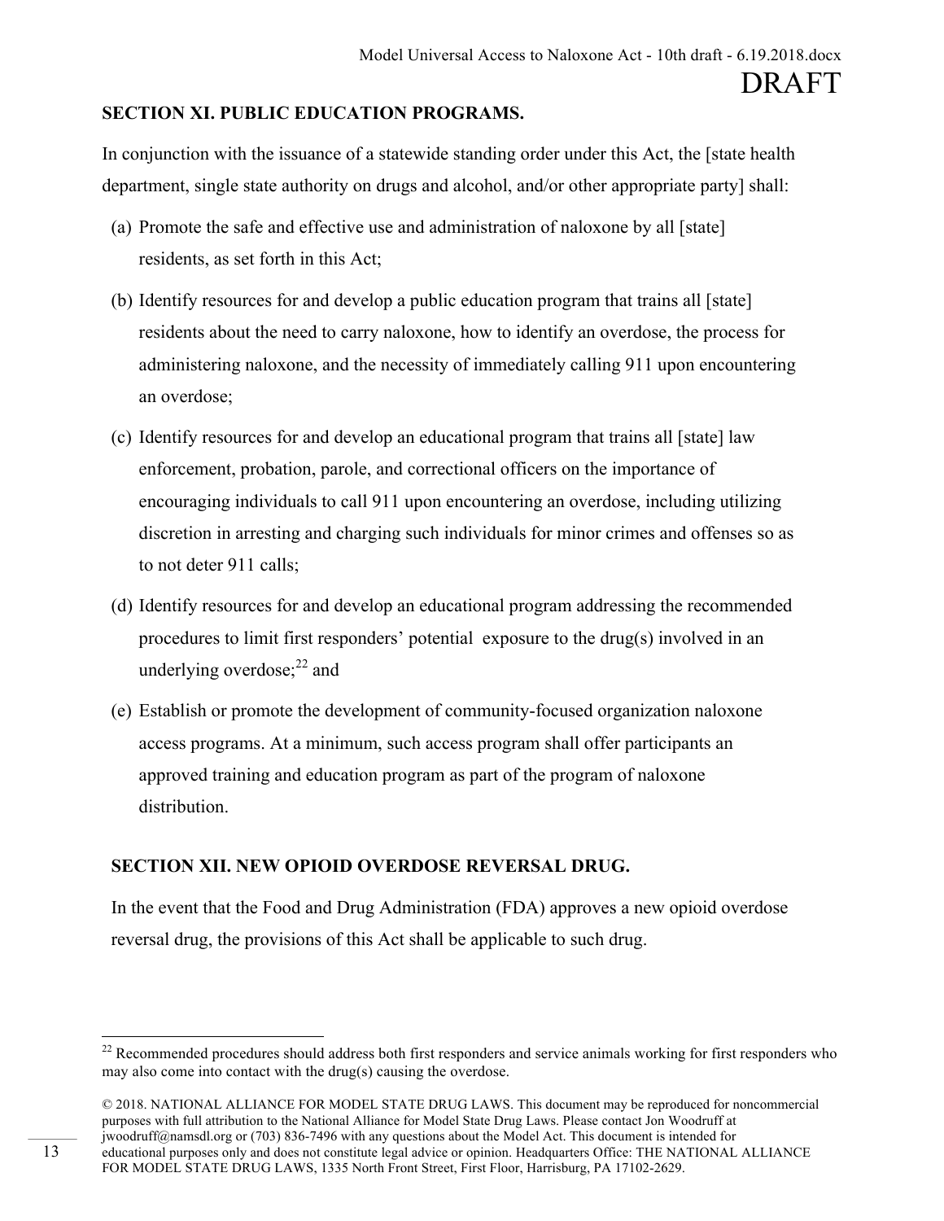**SECTION XI. PUBLIC EDUCATION PROGRAMS.**

In conjunction with the issuance of a statewide standing order under this Act, the [state health department, single state authority on drugs and alcohol, and/or other appropriate party] shall:

(a) Promote the safe and effective use and administration of naloxone by all [state] residents, as set forth in this Act;

(b) Identify resources for and develop a public education program that trains all [state] residents about the need to carry naloxone, how to identify an overdose, the process for administering naloxone, and the necessity of immediately calling 911 upon encountering an overdose;

(c) Identify resources for and develop an educational program that trains all [state] law enforcement, probation, parole, and correctional officers on the importance of encouraging individuals to call 911 upon encountering an overdose, including utilizing discretion in arresting and charging such individuals for minor crimes and offenses so as to not deter 911 calls;

(d) Identify resources for and develop an educational program addressing the recommended procedures to limit first responders' potential exposure to the drug(s) involved in an underlying overdose;[22] and

(e) Establish or promote the development of community-focused organization naloxone access programs. At a minimum, such access program shall offer participants an approved training and education program as part of the program of naloxone distribution.

**SECTION XII. NEW OPIOID OVERDOSE REVERSAL DRUG.**

In the event that the Food and Drug Administration (FDA) approves a new opioid overdose reversal drug, the provisions of this Act shall be applicable to such drug.

---

[22] Recommended procedures should address both first responders and service animals working for first responders who may also come into contact with the drug(s) causing the overdose.

© 2018. NATIONAL ALLIANCE FOR MODEL STATE DRUG LAWS. This document may be reproduced for noncommercial purposes with full attribution to the National Alliance for Model State Drug Laws. Please contact Jon Woodruff at jwoodruff@namsdl.org or (703) 836-7496 with any questions about the Model Act. This document is intended for educational purposes only and does not constitute legal advice or opinion. Headquarters Office: THE NATIONAL ALLIANCE FOR MODEL STATE DRUG LAWS, 1335 North Front Street, First Floor, Harrisburg, PA 17102-2629.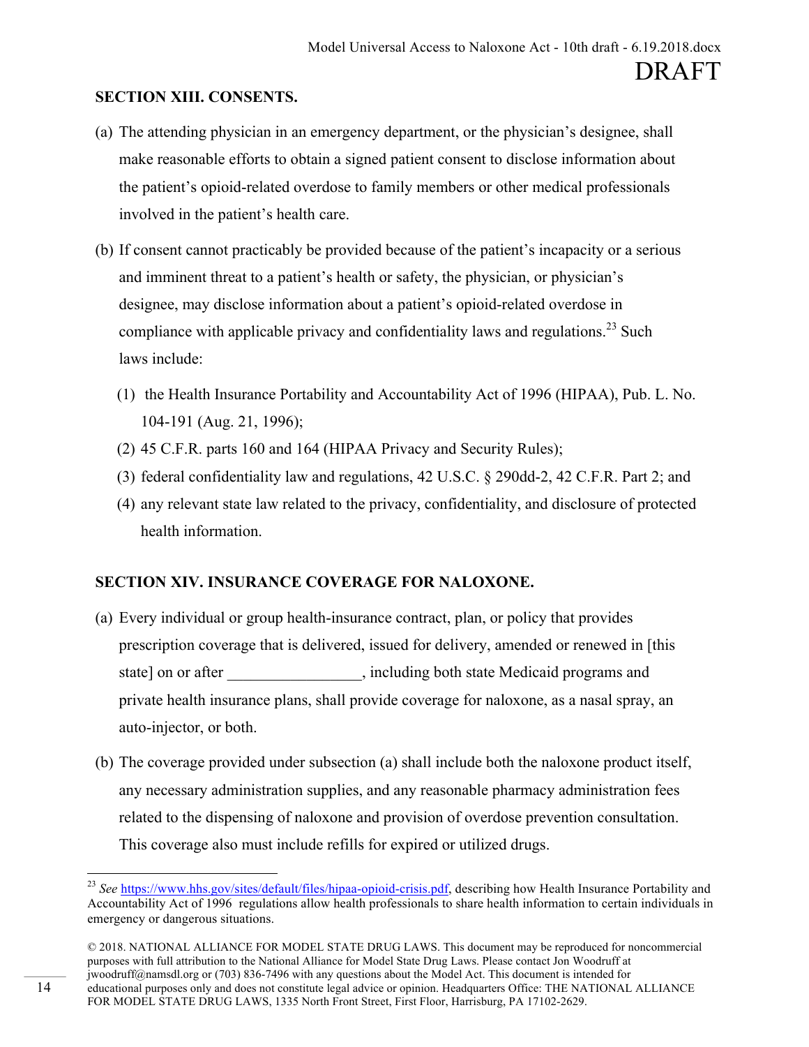## SECTION XIII. CONSENTS.

(a) The attending physician in an emergency department, or the physician's designee, shall make reasonable efforts to obtain a signed patient consent to disclose information about the patient's opioid-related overdose to family members or other medical professionals involved in the patient's health care.

(b) If consent cannot practicably be provided because of the patient's incapacity or a serious and imminent threat to a patient's health or safety, the physician, or physician's designee, may disclose information about a patient's opioid-related overdose in compliance with applicable privacy and confidentiality laws and regulations.[23] Such laws include:

  (1) the Health Insurance Portability and Accountability Act of 1996 (HIPAA), Pub. L. No. 104-191 (Aug. 21, 1996);
  
  (2) 45 C.F.R. parts 160 and 164 (HIPAA Privacy and Security Rules);
  
  (3) federal confidentiality law and regulations, 42 U.S.C. § 290dd-2, 42 C.F.R. Part 2; and
  
  (4) any relevant state law related to the privacy, confidentiality, and disclosure of protected health information.

## SECTION XIV. INSURANCE COVERAGE FOR NALOXONE.

(a) Every individual or group health-insurance contract, plan, or policy that provides prescription coverage that is delivered, issued for delivery, amended or renewed in [this state] on or after \_\_\_\_\_\_\_\_\_\_\_\_\_\_\_\_\_, including both state Medicaid programs and private health insurance plans, shall provide coverage for naloxone, as a nasal spray, an auto-injector, or both.

(b) The coverage provided under subsection (a) shall include both the naloxone product itself, any necessary administration supplies, and any reasonable pharmacy administration fees related to the dispensing of naloxone and provision of overdose prevention consultation. This coverage also must include refills for expired or utilized drugs.

---

[23] *See* https://www.hhs.gov/sites/default/files/hipaa-opioid-crisis.pdf, describing how Health Insurance Portability and Accountability Act of 1996 regulations allow health professionals to share health information to certain individuals in emergency or dangerous situations.

© 2018. NATIONAL ALLIANCE FOR MODEL STATE DRUG LAWS. This document may be reproduced for noncommercial purposes with full attribution to the National Alliance for Model State Drug Laws. Please contact Jon Woodruff at jwoodruff@namsdl.org or (703) 836-7496 with any questions about the Model Act. This document is intended for educational purposes only and does not constitute legal advice or opinion. Headquarters Office: THE NATIONAL ALLIANCE FOR MODEL STATE DRUG LAWS, 1335 North Front Street, First Floor, Harrisburg, PA 17102-2629.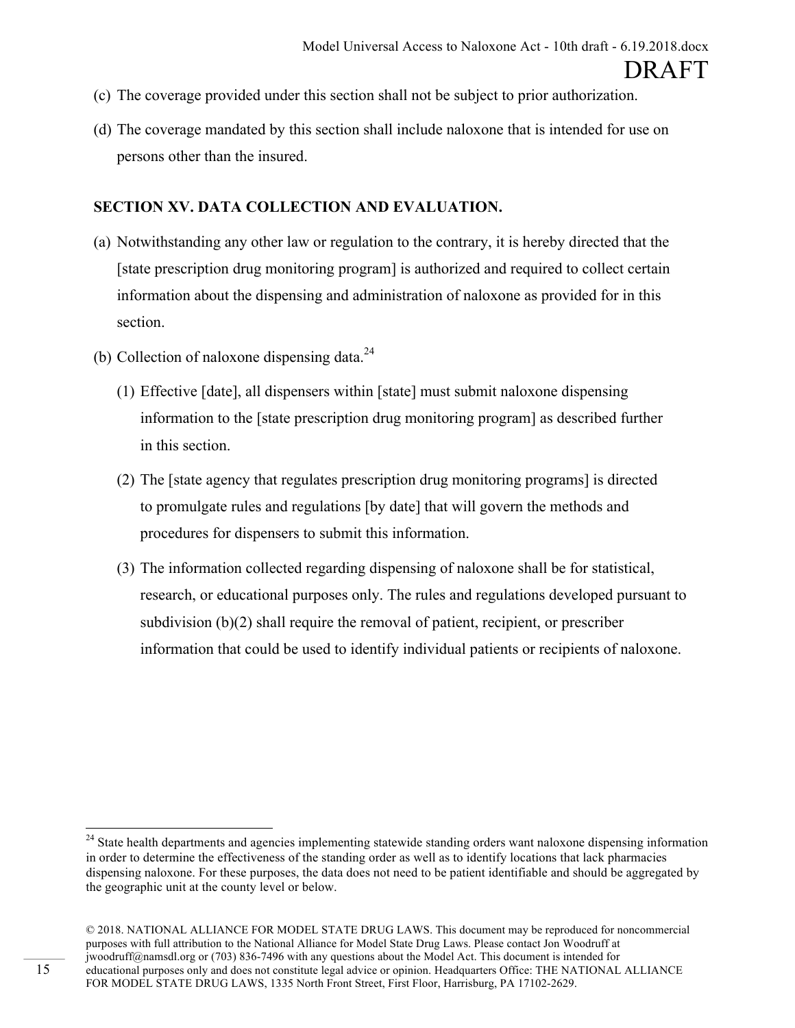(c) The coverage provided under this section shall not be subject to prior authorization.

(d) The coverage mandated by this section shall include naloxone that is intended for use on persons other than the insured.

**SECTION XV. DATA COLLECTION AND EVALUATION.**

(a) Notwithstanding any other law or regulation to the contrary, it is hereby directed that the [state prescription drug monitoring program] is authorized and required to collect certain information about the dispensing and administration of naloxone as provided for in this section.

(b) Collection of naloxone dispensing data.[24]

(1) Effective [date], all dispensers within [state] must submit naloxone dispensing information to the [state prescription drug monitoring program] as described further in this section.

(2) The [state agency that regulates prescription drug monitoring programs] is directed to promulgate rules and regulations [by date] that will govern the methods and procedures for dispensers to submit this information.

(3) The information collected regarding dispensing of naloxone shall be for statistical, research, or educational purposes only. The rules and regulations developed pursuant to subdivision (b)(2) shall require the removal of patient, recipient, or prescriber information that could be used to identify individual patients or recipients of naloxone.

---

[24] State health departments and agencies implementing statewide standing orders want naloxone dispensing information in order to determine the effectiveness of the standing order as well as to identify locations that lack pharmacies dispensing naloxone. For these purposes, the data does not need to be patient identifiable and should be aggregated by the geographic unit at the county level or below.

© 2018. NATIONAL ALLIANCE FOR MODEL STATE DRUG LAWS. This document may be reproduced for noncommercial purposes with full attribution to the National Alliance for Model State Drug Laws. Please contact Jon Woodruff at jwoodruff@namsdl.org or (703) 836-7496 with any questions about the Model Act. This document is intended for educational purposes only and does not constitute legal advice or opinion. Headquarters Office: THE NATIONAL ALLIANCE FOR MODEL STATE DRUG LAWS, 1335 North Front Street, First Floor, Harrisburg, PA 17102-2629.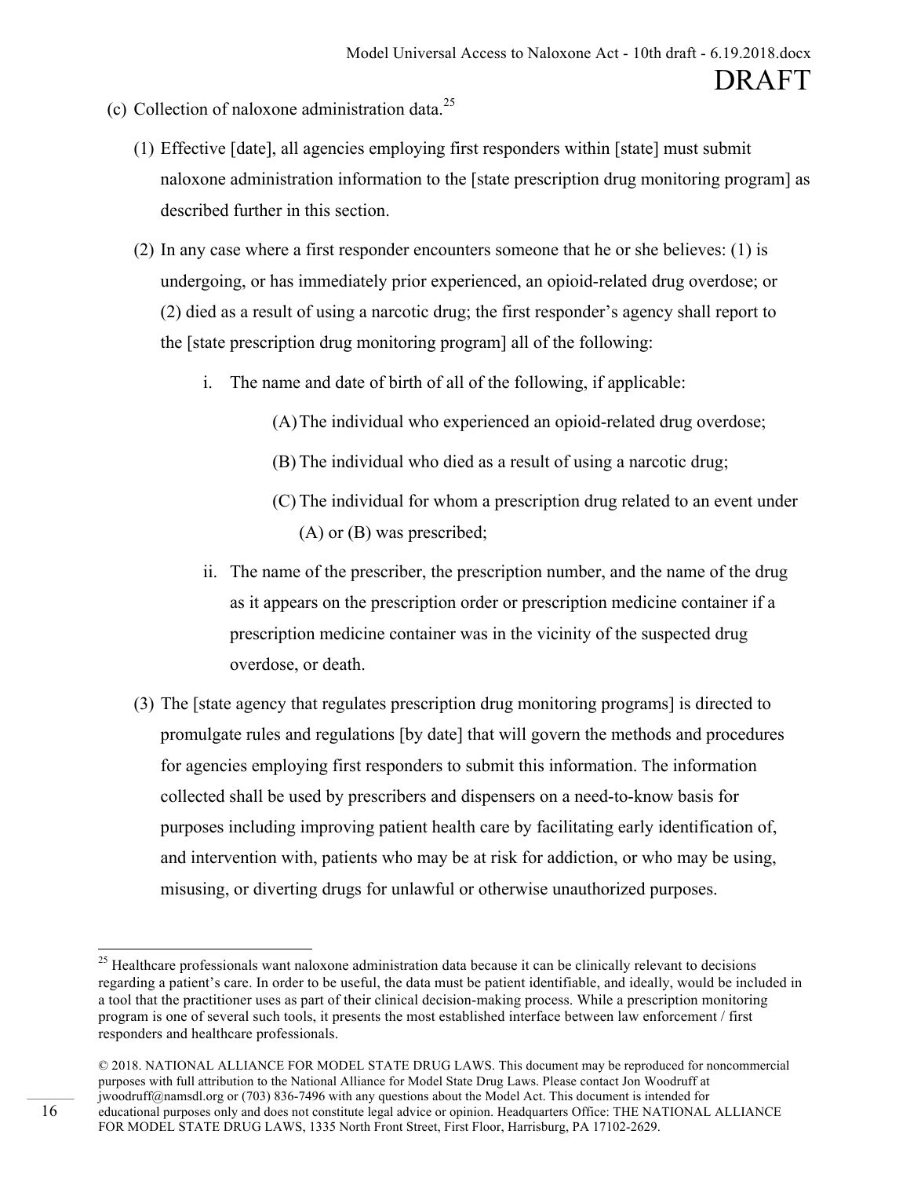(c) Collection of naloxone administration data.[25]

(1) Effective [date], all agencies employing first responders within [state] must submit naloxone administration information to the [state prescription drug monitoring program] as described further in this section.

(2) In any case where a first responder encounters someone that he or she believes: (1) is undergoing, or has immediately prior experienced, an opioid-related drug overdose; or (2) died as a result of using a narcotic drug; the first responder's agency shall report to the [state prescription drug monitoring program] all of the following:

i. The name and date of birth of all of the following, if applicable:

(A) The individual who experienced an opioid-related drug overdose;

(B) The individual who died as a result of using a narcotic drug;

(C) The individual for whom a prescription drug related to an event under (A) or (B) was prescribed;

ii. The name of the prescriber, the prescription number, and the name of the drug as it appears on the prescription order or prescription medicine container if a prescription medicine container was in the vicinity of the suspected drug overdose, or death.

(3) The [state agency that regulates prescription drug monitoring programs] is directed to promulgate rules and regulations [by date] that will govern the methods and procedures for agencies employing first responders to submit this information. The information collected shall be used by prescribers and dispensers on a need-to-know basis for purposes including improving patient health care by facilitating early identification of, and intervention with, patients who may be at risk for addiction, or who may be using, misusing, or diverting drugs for unlawful or otherwise unauthorized purposes.

---

[25] Healthcare professionals want naloxone administration data because it can be clinically relevant to decisions regarding a patient's care. In order to be useful, the data must be patient identifiable, and ideally, would be included in a tool that the practitioner uses as part of their clinical decision-making process. While a prescription monitoring program is one of several such tools, it presents the most established interface between law enforcement / first responders and healthcare professionals.

© 2018. NATIONAL ALLIANCE FOR MODEL STATE DRUG LAWS. This document may be reproduced for noncommercial purposes with full attribution to the National Alliance for Model State Drug Laws. Please contact Jon Woodruff at jwoodruff@namsdl.org or (703) 836-7496 with any questions about the Model Act. This document is intended for educational purposes only and does not constitute legal advice or opinion. Headquarters Office: THE NATIONAL ALLIANCE FOR MODEL STATE DRUG LAWS, 1335 North Front Street, First Floor, Harrisburg, PA 17102-2629.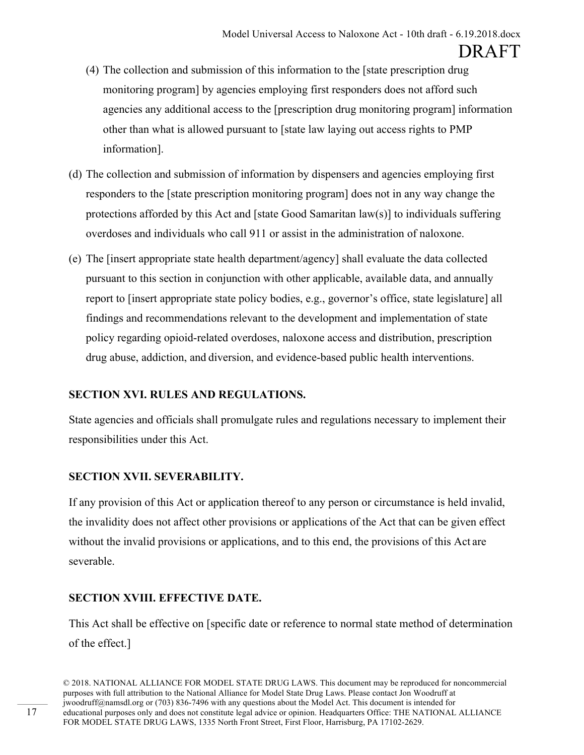(4) The collection and submission of this information to the [state prescription drug monitoring program] by agencies employing first responders does not afford such agencies any additional access to the [prescription drug monitoring program] information other than what is allowed pursuant to [state law laying out access rights to PMP information].

(d) The collection and submission of information by dispensers and agencies employing first responders to the [state prescription monitoring program] does not in any way change the protections afforded by this Act and [state Good Samaritan law(s)] to individuals suffering overdoses and individuals who call 911 or assist in the administration of naloxone.

(e) The [insert appropriate state health department/agency] shall evaluate the data collected pursuant to this section in conjunction with other applicable, available data, and annually report to [insert appropriate state policy bodies, e.g., governor's office, state legislature] all findings and recommendations relevant to the development and implementation of state policy regarding opioid-related overdoses, naloxone access and distribution, prescription drug abuse, addiction, and diversion, and evidence-based public health interventions.

**SECTION XVI. RULES AND REGULATIONS.**

State agencies and officials shall promulgate rules and regulations necessary to implement their responsibilities under this Act.

**SECTION XVII. SEVERABILITY.**

If any provision of this Act or application thereof to any person or circumstance is held invalid, the invalidity does not affect other provisions or applications of the Act that can be given effect without the invalid provisions or applications, and to this end, the provisions of this Act are severable.

**SECTION XVIII. EFFECTIVE DATE.**

This Act shall be effective on [specific date or reference to normal state method of determination of the effect.]